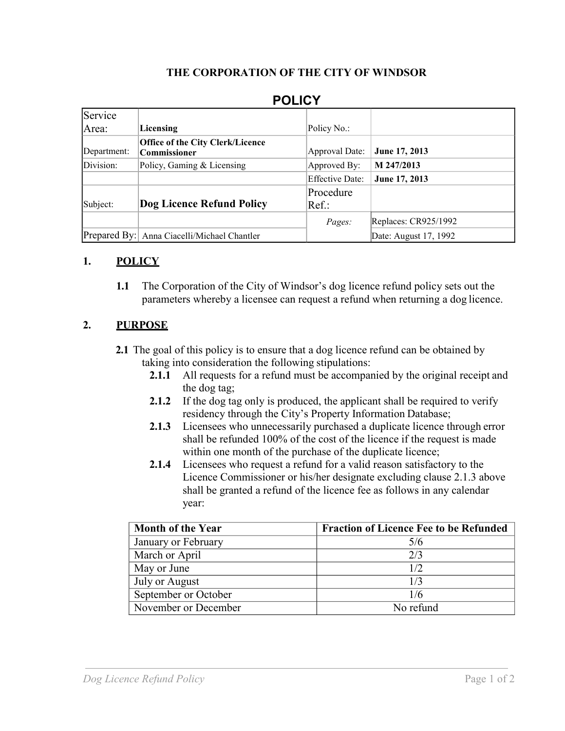**THE CORPORATION OF THE CITY OF WINDSOR**

## POLICY

| Service Area: | **Licensing** | Policy No.: | |
|---|---|---|---|
| Department: | **Office of the City Clerk/Licence Commissioner** | Approval Date: | **June 17, 2013** |
| Division: | Policy, Gaming & Licensing | Approved By: | **M 247/2013** |
| | | Effective Date: | **June 17, 2013** |
| Subject: | **Dog Licence Refund Policy** | Procedure Ref.: | |
| | | *Pages:* | Replaces: CR925/1992 |
| Prepared By: | Anna Ciacelli/Michael Chantler | | Date: August 17, 1992 |

### 1. POLICY

**1.1** The Corporation of the City of Windsor's dog licence refund policy sets out the parameters whereby a licensee can request a refund when returning a dog licence.

### 2. PURPOSE

**2.1** The goal of this policy is to ensure that a dog licence refund can be obtained by taking into consideration the following stipulations:

- **2.1.1** All requests for a refund must be accompanied by the original receipt and the dog tag;
- **2.1.2** If the dog tag only is produced, the applicant shall be required to verify residency through the City's Property Information Database;
- **2.1.3** Licensees who unnecessarily purchased a duplicate licence through error shall be refunded 100% of the cost of the licence if the request is made within one month of the purchase of the duplicate licence;
- **2.1.4** Licensees who request a refund for a valid reason satisfactory to the Licence Commissioner or his/her designate excluding clause 2.1.3 above shall be granted a refund of the licence fee as follows in any calendar year:

| Month of the Year | Fraction of Licence Fee to be Refunded |
|---|---|
| January or February | 5/6 |
| March or April | 2/3 |
| May or June | 1/2 |
| July or August | 1/3 |
| September or October | 1/6 |
| November or December | No refund |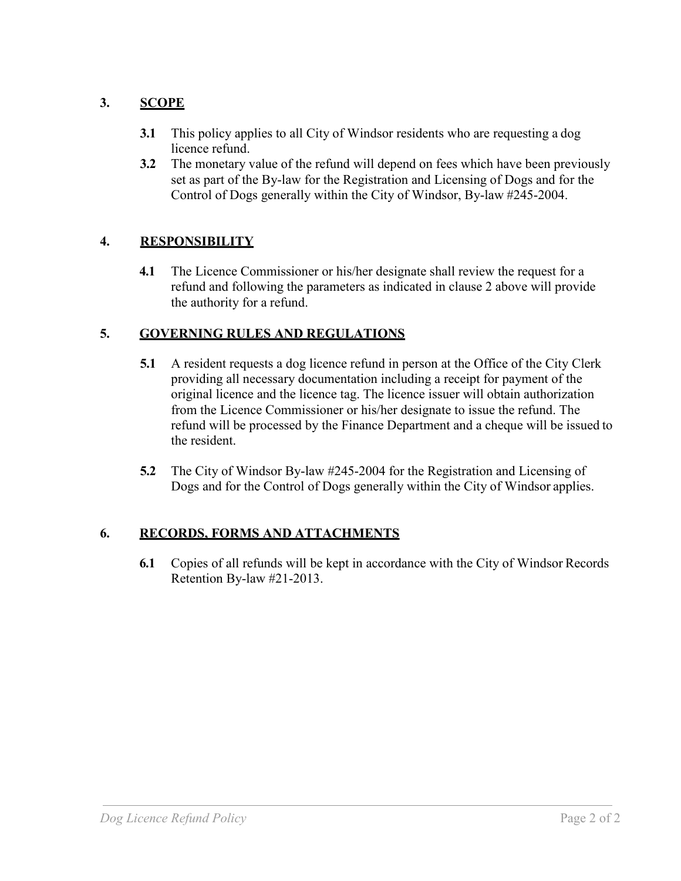## 3. SCOPE

**3.1** This policy applies to all City of Windsor residents who are requesting a dog licence refund.

**3.2** The monetary value of the refund will depend on fees which have been previously set as part of the By-law for the Registration and Licensing of Dogs and for the Control of Dogs generally within the City of Windsor, By-law #245-2004.

## 4. RESPONSIBILITY

**4.1** The Licence Commissioner or his/her designate shall review the request for a refund and following the parameters as indicated in clause 2 above will provide the authority for a refund.

## 5. GOVERNING RULES AND REGULATIONS

**5.1** A resident requests a dog licence refund in person at the Office of the City Clerk providing all necessary documentation including a receipt for payment of the original licence and the licence tag. The licence issuer will obtain authorization from the Licence Commissioner or his/her designate to issue the refund. The refund will be processed by the Finance Department and a cheque will be issued to the resident.

**5.2** The City of Windsor By-law #245-2004 for the Registration and Licensing of Dogs and for the Control of Dogs generally within the City of Windsor applies.

## 6. RECORDS, FORMS AND ATTACHMENTS

**6.1** Copies of all refunds will be kept in accordance with the City of Windsor Records Retention By-law #21-2013.